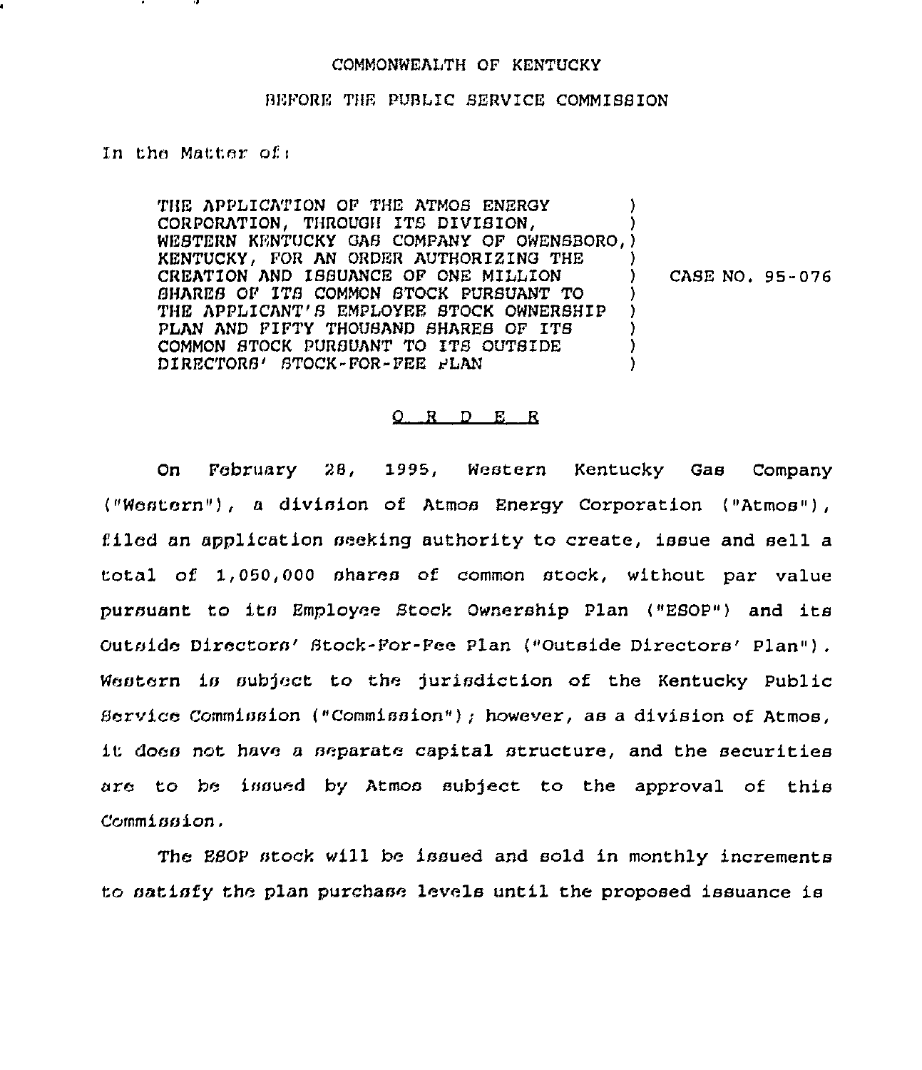COMMONWEALTH OF KENTUCKY

BEFORE THE PUBLIC SERVICE COMMISSION

In the Matter of:

| | | |
|---|---|---|
| THE APPLICATION OF THE ATMOS ENERGY CORPORATION, THROUGH ITS DIVISION, WESTERN KENTUCKY GAS COMPANY OF OWENSBORO, KENTUCKY, FOR AN ORDER AUTHORIZING THE CREATION AND ISSUANCE OF ONE MILLION SHARES OF ITS COMMON STOCK PURSUANT TO THE APPLICANT'S EMPLOYEE STOCK OWNERSHIP PLAN AND FIFTY THOUSAND SHARES OF ITS COMMON STOCK PURSUANT TO ITS OUTSIDE DIRECTORS' STOCK-FOR-FEE PLAN | ) | CASE NO. 95-076 |

O R D E R

On February 28, 1995, Western Kentucky Gas Company ("Western"), a division of Atmos Energy Corporation ("Atmos"), filed an application seeking authority to create, issue and sell a total of 1,050,000 shares of common stock, without par value pursuant to its Employee Stock Ownership Plan ("ESOP") and its Outside Directors' Stock-For-Fee Plan ("Outside Directors' Plan"). Western is subject to the jurisdiction of the Kentucky Public Service Commission ("Commission"); however, as a division of Atmos, it does not have a separate capital structure, and the securities are to be issued by Atmos subject to the approval of this Commission.

The ESOP stock will be issued and sold in monthly increments to satisfy the plan purchase levels until the proposed issuance is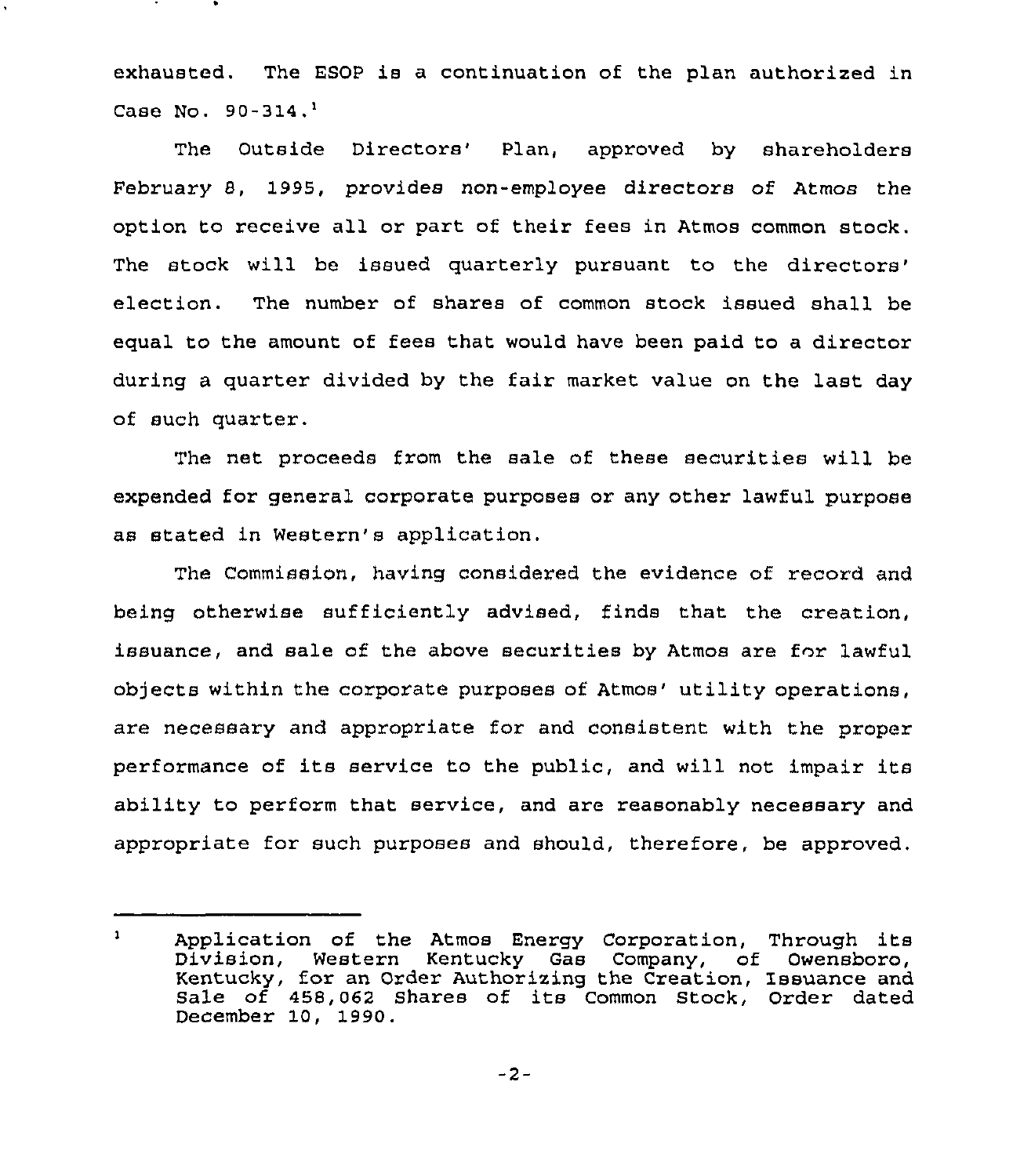exhausted. The ESOP is a continuation of the plan authorized in Case No. 90-314.[1]

The Outside Directors' Plan, approved by shareholders February 8, 1995, provides non-employee directors of Atmos the option to receive all or part of their fees in Atmos common stock. The stock will be issued quarterly pursuant to the directors' election. The number of shares of common stock issued shall be equal to the amount of fees that would have been paid to a director during a quarter divided by the fair market value on the last day of such quarter.

The net proceeds from the sale of these securities will be expended for general corporate purposes or any other lawful purpose as stated in Western's application.

The Commission, having considered the evidence of record and being otherwise sufficiently advised, finds that the creation, issuance, and sale of the above securities by Atmos are for lawful objects within the corporate purposes of Atmos' utility operations, are necessary and appropriate for and consistent with the proper performance of its service to the public, and will not impair its ability to perform that service, and are reasonably necessary and appropriate for such purposes and should, therefore, be approved.

---

[1] Application of the Atmos Energy Corporation, Through its Division, Western Kentucky Gas Company, of Owensboro, Kentucky, for an Order Authorizing the Creation, Issuance and Sale of 458,062 Shares of its Common Stock, Order dated December 10, 1990.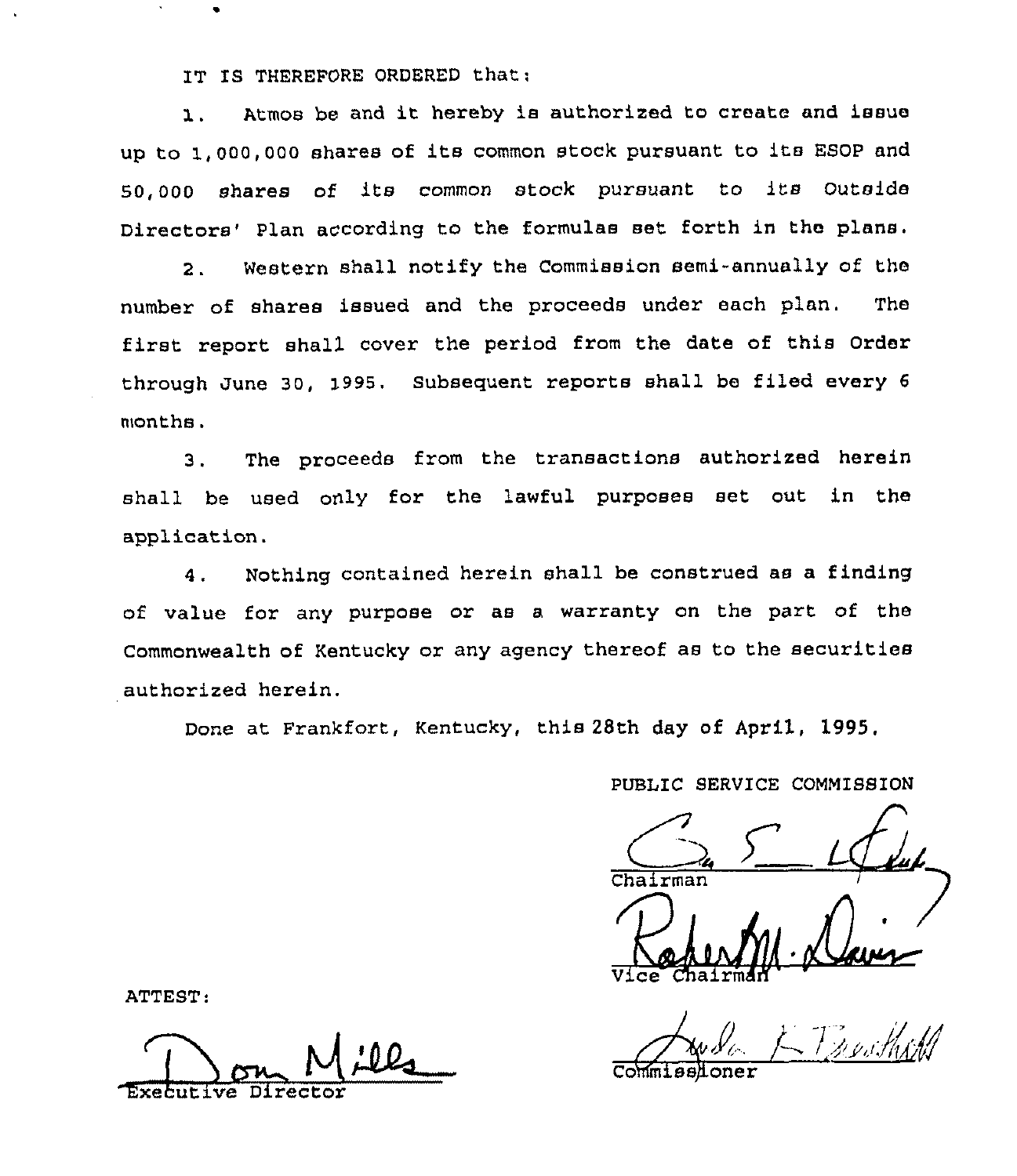IT IS THEREFORE ORDERED that:

1. Atmos be and it hereby is authorized to create and issue up to 1,000,000 shares of its common stock pursuant to its ESOP and 50,000 shares of its common stock pursuant to its Outside Directors' Plan according to the formulas set forth in the plans.

2. Western shall notify the Commission semi-annually of the number of shares issued and the proceeds under each plan. The first report shall cover the period from the date of this Order through June 30, 1995. Subsequent reports shall be filed every 6 months.

3. The proceeds from the transactions authorized herein shall be used only for the lawful purposes set out in the application.

4. Nothing contained herein shall be construed as a finding of value for any purpose or as a warranty on the part of the Commonwealth of Kentucky or any agency thereof as to the securities authorized herein.

Done at Frankfort, Kentucky, this 28th day of April, 1995.

PUBLIC SERVICE COMMISSION

Chairman

Vice Chairman

Commissioner

ATTEST:

Executive Director